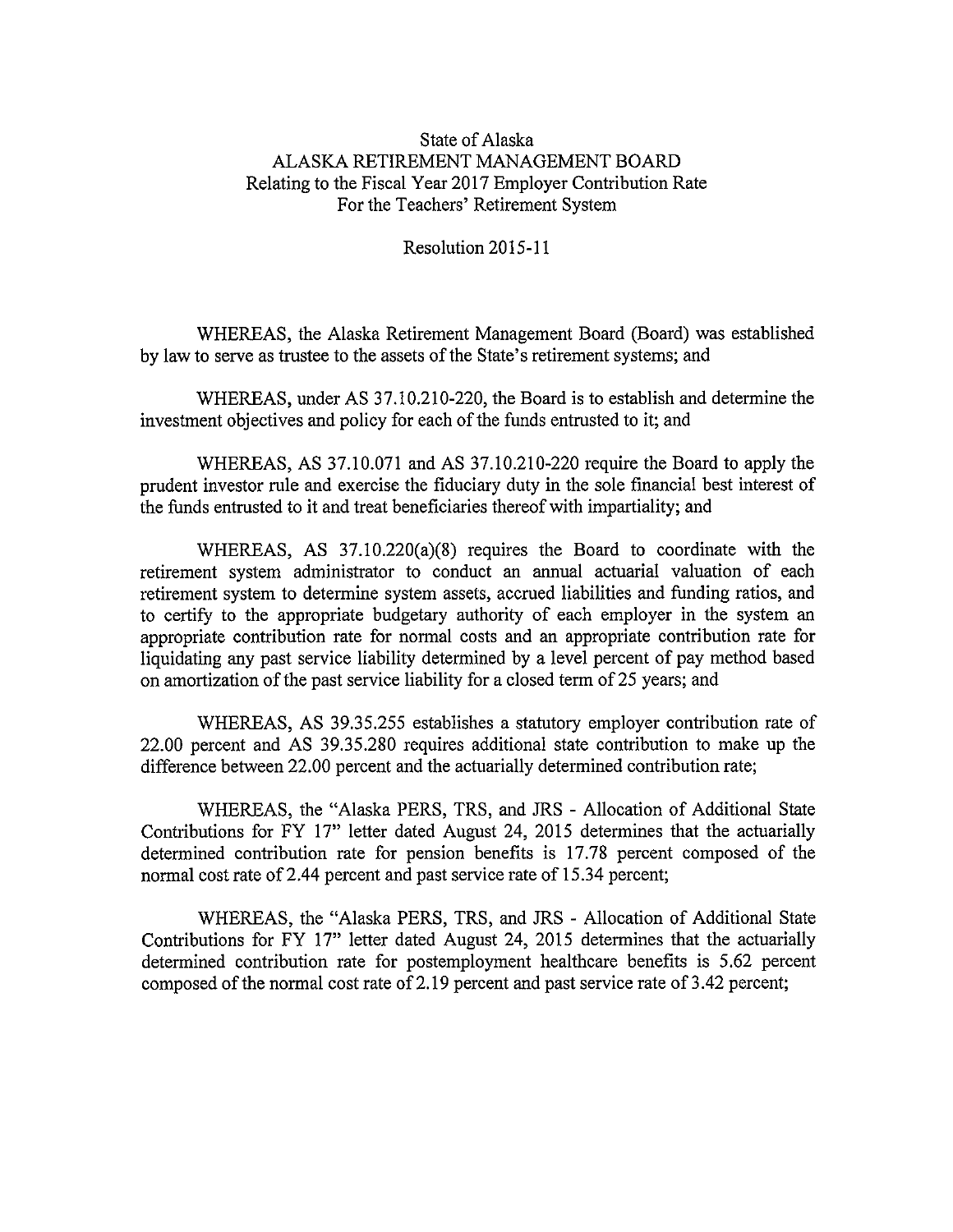State of Alaska
ALASKA RETIREMENT MANAGEMENT BOARD
Relating to the Fiscal Year 2017 Employer Contribution Rate
For the Teachers' Retirement System

Resolution 2015-11

WHEREAS, the Alaska Retirement Management Board (Board) was established by law to serve as trustee to the assets of the State's retirement systems; and

WHEREAS, under AS 37.10.210-220, the Board is to establish and determine the investment objectives and policy for each of the funds entrusted to it; and

WHEREAS, AS 37.10.071 and AS 37.10.210-220 require the Board to apply the prudent investor rule and exercise the fiduciary duty in the sole financial best interest of the funds entrusted to it and treat beneficiaries thereof with impartiality; and

WHEREAS, AS 37.10.220(a)(8) requires the Board to coordinate with the retirement system administrator to conduct an annual actuarial valuation of each retirement system to determine system assets, accrued liabilities and funding ratios, and to certify to the appropriate budgetary authority of each employer in the system an appropriate contribution rate for normal costs and an appropriate contribution rate for liquidating any past service liability determined by a level percent of pay method based on amortization of the past service liability for a closed term of 25 years; and

WHEREAS, AS 39.35.255 establishes a statutory employer contribution rate of 22.00 percent and AS 39.35.280 requires additional state contribution to make up the difference between 22.00 percent and the actuarially determined contribution rate;

WHEREAS, the "Alaska PERS, TRS, and JRS - Allocation of Additional State Contributions for FY 17" letter dated August 24, 2015 determines that the actuarially determined contribution rate for pension benefits is 17.78 percent composed of the normal cost rate of 2.44 percent and past service rate of 15.34 percent;

WHEREAS, the "Alaska PERS, TRS, and JRS - Allocation of Additional State Contributions for FY 17" letter dated August 24, 2015 determines that the actuarially determined contribution rate for postemployment healthcare benefits is 5.62 percent composed of the normal cost rate of 2.19 percent and past service rate of 3.42 percent;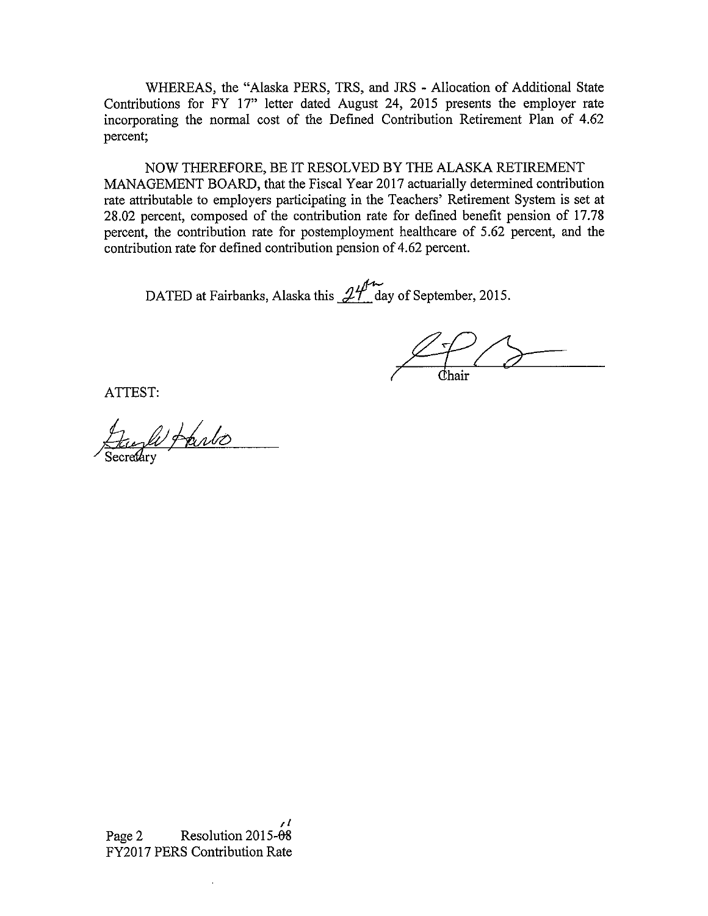WHEREAS, the "Alaska PERS, TRS, and JRS - Allocation of Additional State Contributions for FY 17" letter dated August 24, 2015 presents the employer rate incorporating the normal cost of the Defined Contribution Retirement Plan of 4.62 percent;

NOW THEREFORE, BE IT RESOLVED BY THE ALASKA RETIREMENT MANAGEMENT BOARD, that the Fiscal Year 2017 actuarially determined contribution rate attributable to employers participating in the Teachers' Retirement System is set at 28.02 percent, composed of the contribution rate for defined benefit pension of 17.78 percent, the contribution rate for postemployment healthcare of 5.62 percent, and the contribution rate for defined contribution pension of 4.62 percent.

DATED at Fairbanks, Alaska this 24th day of September, 2015.

Chair

ATTEST:

Secretary

Page 2 Resolution 2015-~~08~~ 11
FY2017 PERS Contribution Rate